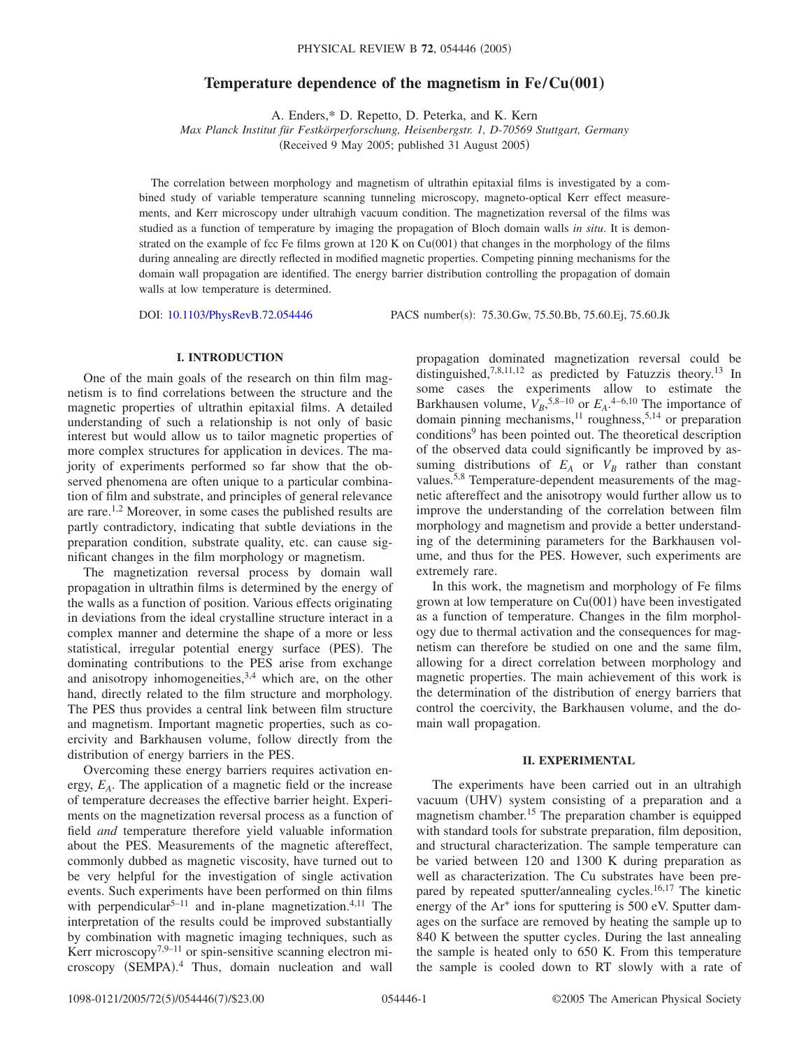# Temperature dependence of the magnetism in Fe/Cu(001)

A. Enders,* D. Repetto, D. Peterka, and K. Kern

*Max Planck Institut für Festkörperforschung, Heisenbergstr. 1, D-70569 Stuttgart, Germany*

(Received 9 May 2005; published 31 August 2005)

The correlation between morphology and magnetism of ultrathin epitaxial films is investigated by a combined study of variable temperature scanning tunneling microscopy, magneto-optical Kerr effect measurements, and Kerr microscopy under ultrahigh vacuum condition. The magnetization reversal of the films was studied as a function of temperature by imaging the propagation of Bloch domain walls *in situ*. It is demonstrated on the example of fcc Fe films grown at 120 K on Cu(001) that changes in the morphology of the films during annealing are directly reflected in modified magnetic properties. Competing pinning mechanisms for the domain wall propagation are identified. The energy barrier distribution controlling the propagation of domain walls at low temperature is determined.

DOI: 10.1103/PhysRevB.72.054446 PACS number(s): 75.30.Gw, 75.50.Bb, 75.60.Ej, 75.60.Jk

## I. INTRODUCTION

One of the main goals of the research on thin film magnetism is to find correlations between the structure and the magnetic properties of ultrathin epitaxial films. A detailed understanding of such a relationship is not only of basic interest but would allow us to tailor magnetic properties of more complex structures for application in devices. The majority of experiments performed so far show that the observed phenomena are often unique to a particular combination of film and substrate, and principles of general relevance are rare.[1,2] Moreover, in some cases the published results are partly contradictory, indicating that subtle deviations in the preparation condition, substrate quality, etc. can cause significant changes in the film morphology or magnetism.

The magnetization reversal process by domain wall propagation in ultrathin films is determined by the energy of the walls as a function of position. Various effects originating in deviations from the ideal crystalline structure interact in a complex manner and determine the shape of a more or less statistical, irregular potential energy surface (PES). The dominating contributions to the PES arise from exchange and anisotropy inhomogeneities,[3,4] which are, on the other hand, directly related to the film structure and morphology. The PES thus provides a central link between film structure and magnetism. Important magnetic properties, such as coercivity and Barkhausen volume, follow directly from the distribution of energy barriers in the PES.

Overcoming these energy barriers requires activation energy, $E_A$. The application of a magnetic field or the increase of temperature decreases the effective barrier height. Experiments on the magnetization reversal process as a function of field *and* temperature therefore yield valuable information about the PES. Measurements of the magnetic aftereffect, commonly dubbed as magnetic viscosity, have turned out to be very helpful for the investigation of single activation events. Such experiments have been performed on thin films with perpendicular[5–11] and in-plane magnetization.[4,11] The interpretation of the results could be improved substantially by combination with magnetic imaging techniques, such as Kerr microscopy[7,9–11] or spin-sensitive scanning electron microscopy (SEMPA).[4] Thus, domain nucleation and wall propagation dominated magnetization reversal could be distinguished,[7,8,11,12] as predicted by Fatuzzis theory.[13] In some cases the experiments allow to estimate the Barkhausen volume, $V_B$,[5,8–10] or $E_A$.[4–6,10] The importance of domain pinning mechanisms,[11] roughness,[5,14] or preparation conditions[9] has been pointed out. The theoretical description of the observed data could significantly be improved by assuming distributions of $E_A$ or $V_B$ rather than constant values.[5,8] Temperature-dependent measurements of the magnetic aftereffect and the anisotropy would further allow us to improve the understanding of the correlation between film morphology and magnetism and provide a better understanding of the determining parameters for the Barkhausen volume, and thus for the PES. However, such experiments are extremely rare.

In this work, the magnetism and morphology of Fe films grown at low temperature on Cu(001) have been investigated as a function of temperature. Changes in the film morphology due to thermal activation and the consequences for magnetism can therefore be studied on one and the same film, allowing for a direct correlation between morphology and magnetic properties. The main achievement of this work is the determination of the distribution of energy barriers that control the coercivity, the Barkhausen volume, and the domain wall propagation.

## II. EXPERIMENTAL

The experiments have been carried out in an ultrahigh vacuum (UHV) system consisting of a preparation and a magnetism chamber.[15] The preparation chamber is equipped with standard tools for substrate preparation, film deposition, and structural characterization. The sample temperature can be varied between 120 and 1300 K during preparation as well as characterization. The Cu substrates have been prepared by repeated sputter/annealing cycles.[16,17] The kinetic energy of the $Ar^+$ ions for sputtering is 500 eV. Sputter damages on the surface are removed by heating the sample up to 840 K between the sputter cycles. During the last annealing the sample is heated only to 650 K. From this temperature the sample is cooled down to RT slowly with a rate of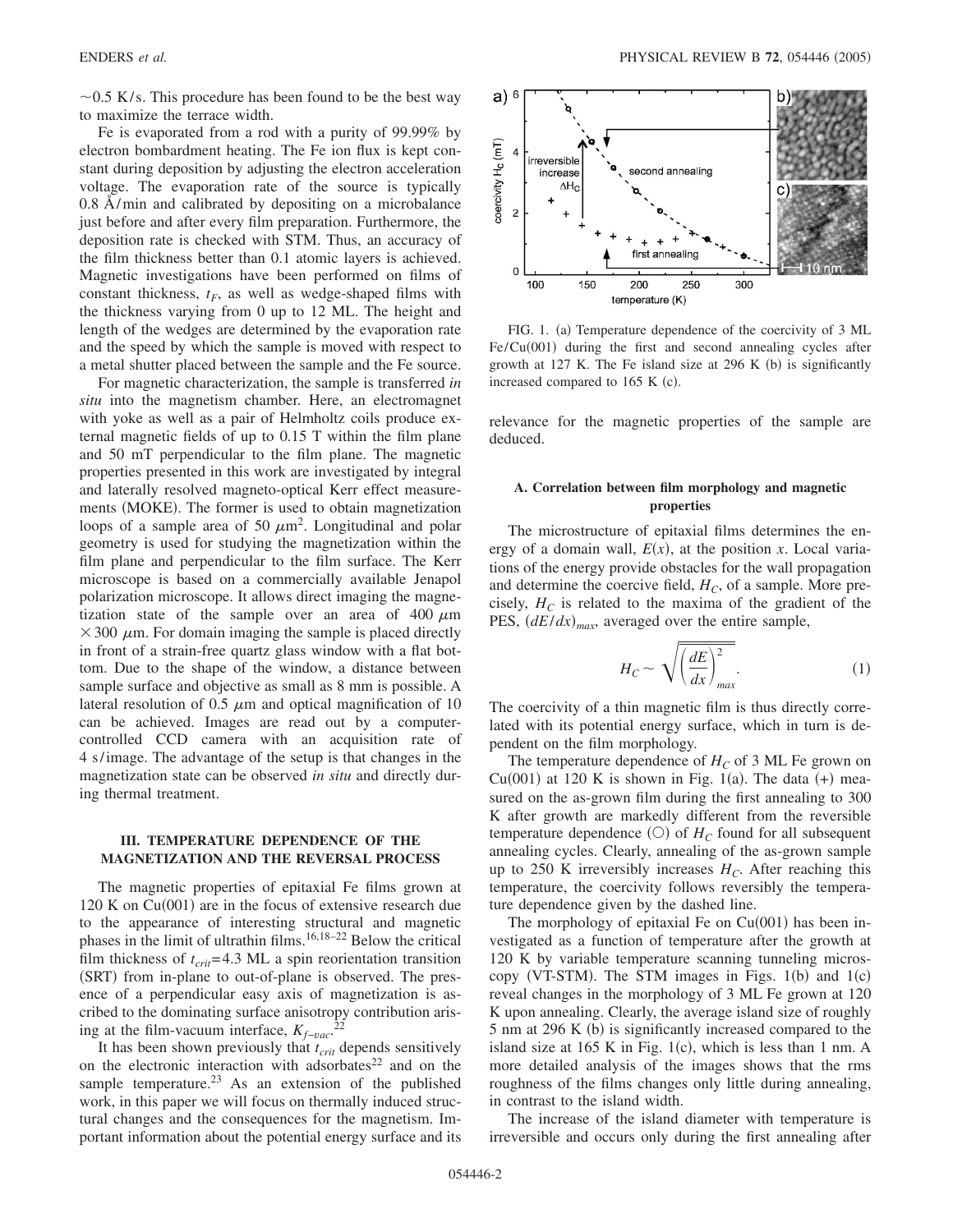~0.5 K/s. This procedure has been found to be the best way to maximize the terrace width.

Fe is evaporated from a rod with a purity of 99.99% by electron bombardment heating. The Fe ion flux is kept constant during deposition by adjusting the electron acceleration voltage. The evaporation rate of the source is typically 0.8 Å/min and calibrated by depositing on a microbalance just before and after every film preparation. Furthermore, the deposition rate is checked with STM. Thus, an accuracy of the film thickness better than 0.1 atomic layers is achieved. Magnetic investigations have been performed on films of constant thickness, $t_F$, as well as wedge-shaped films with the thickness varying from 0 up to 12 ML. The height and length of the wedges are determined by the evaporation rate and the speed by which the sample is moved with respect to a metal shutter placed between the sample and the Fe source.

For magnetic characterization, the sample is transferred *in situ* into the magnetism chamber. Here, an electromagnet with yoke as well as a pair of Helmholtz coils produce external magnetic fields of up to 0.15 T within the film plane and 50 mT perpendicular to the film plane. The magnetic properties presented in this work are investigated by integral and laterally resolved magneto-optical Kerr effect measurements (MOKE). The former is used to obtain magnetization loops of a sample area of 50 $\mu$m$^2$. Longitudinal and polar geometry is used for studying the magnetization within the film plane and perpendicular to the film surface. The Kerr microscope is based on a commercially available Jenapol polarization microscope. It allows direct imaging the magnetization state of the sample over an area of 400 $\mu$m $\times$ 300 $\mu$m. For domain imaging the sample is placed directly in front of a strain-free quartz glass window with a flat bottom. Due to the shape of the window, a distance between sample surface and objective as small as 8 mm is possible. A lateral resolution of 0.5 $\mu$m and optical magnification of 10 can be achieved. Images are read out by a computer-controlled CCD camera with an acquisition rate of 4 s/image. The advantage of the setup is that changes in the magnetization state can be observed *in situ* and directly during thermal treatment.

## III. TEMPERATURE DEPENDENCE OF THE MAGNETIZATION AND THE REVERSAL PROCESS

The magnetic properties of epitaxial Fe films grown at 120 K on Cu(001) are in the focus of extensive research due to the appearance of interesting structural and magnetic phases in the limit of ultrathin films.[16,18–22] Below the critical film thickness of $t_{crit}$=4.3 ML a spin reorientation transition (SRT) from in-plane to out-of-plane is observed. The presence of a perpendicular easy axis of magnetization is ascribed to the dominating surface anisotropy contribution arising at the film-vacuum interface, $K_{f-vac}$.[22]

It has been shown previously that $t_{crit}$ depends sensitively on the electronic interaction with adsorbates[22] and on the sample temperature.[23] As an extension of the published work, in this paper we will focus on thermally induced structural changes and the consequences for the magnetism. Important information about the potential energy surface and its relevance for the magnetic properties of the sample are deduced.

FIG. 1. (a) Temperature dependence of the coercivity of 3 ML Fe/Cu(001) during the first and second annealing cycles after growth at 127 K. The Fe island size at 296 K (b) is significantly increased compared to 165 K (c).

### A. Correlation between film morphology and magnetic properties

The microstructure of epitaxial films determines the energy of a domain wall, $E(x)$, at the position $x$. Local variations of the energy provide obstacles for the wall propagation and determine the coercive field, $H_C$, of a sample. More precisely, $H_C$ is related to the maxima of the gradient of the PES, $(dE/dx)_{max}$, averaged over the entire sample,

$$H_C \sim \sqrt{\overline{\left(\frac{dE}{dx}\right)^2_{max}}}. \quad (1)$$

The coercivity of a thin magnetic film is thus directly correlated with its potential energy surface, which in turn is dependent on the film morphology.

The temperature dependence of $H_C$ of 3 ML Fe grown on Cu(001) at 120 K is shown in Fig. 1(a). The data (+) measured on the as-grown film during the first annealing to 300 K after growth are markedly different from the reversible temperature dependence (○) of $H_C$ found for all subsequent annealing cycles. Clearly, annealing of the as-grown sample up to 250 K irreversibly increases $H_C$. After reaching this temperature, the coercivity follows reversibly the temperature dependence given by the dashed line.

The morphology of epitaxial Fe on Cu(001) has been investigated as a function of temperature after the growth at 120 K by variable temperature scanning tunneling microscopy (VT-STM). The STM images in Figs. 1(b) and 1(c) reveal changes in the morphology of 3 ML Fe grown at 120 K upon annealing. Clearly, the average island size of roughly 5 nm at 296 K (b) is significantly increased compared to the island size at 165 K in Fig. 1(c), which is less than 1 nm. A more detailed analysis of the images shows that the rms roughness of the films changes only little during annealing, in contrast to the island width.

The increase of the island diameter with temperature is irreversible and occurs only during the first annealing after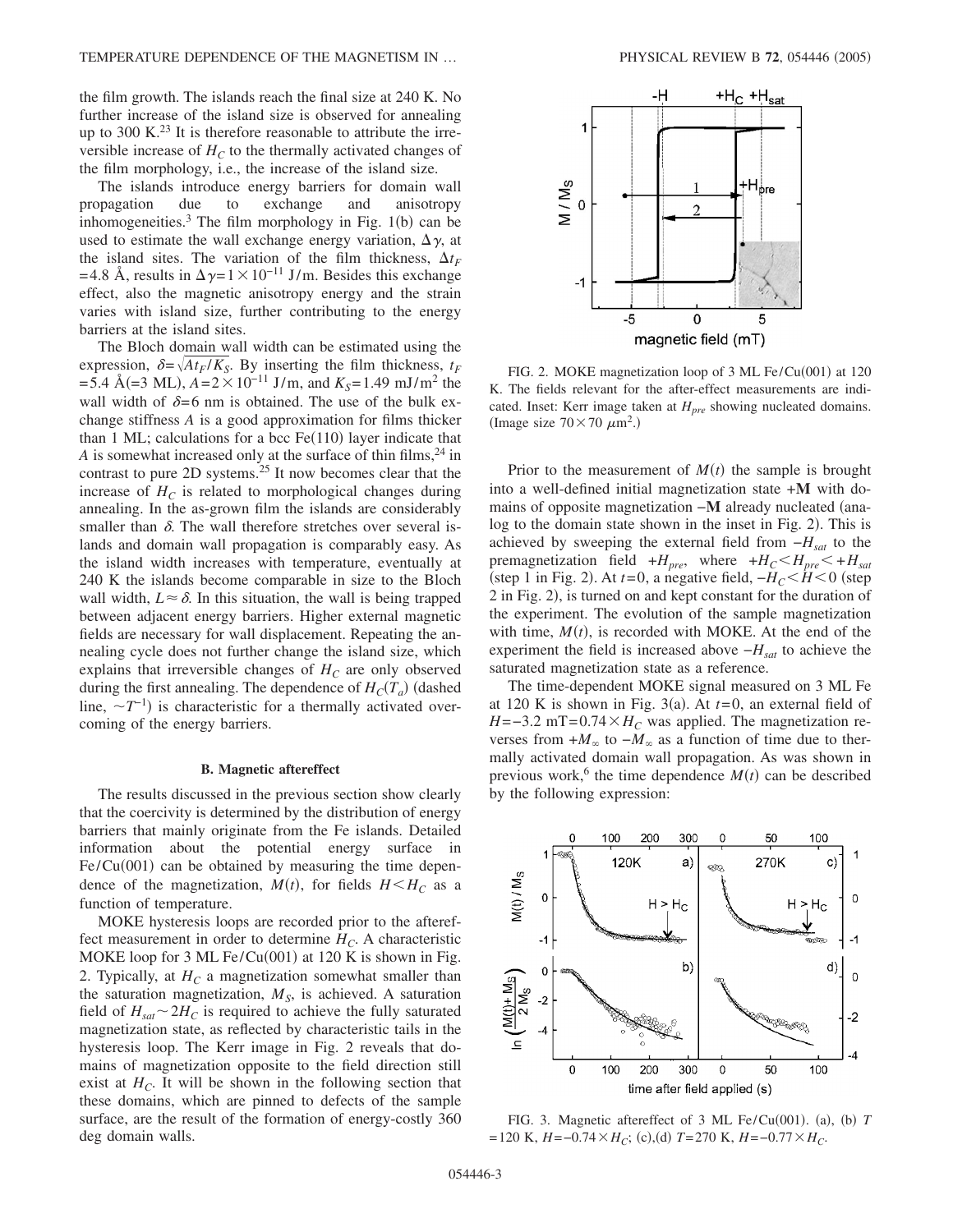the film growth. The islands reach the final size at 240 K. No further increase of the island size is observed for annealing up to 300 K.[23] It is therefore reasonable to attribute the irreversible increase of $H_C$ to the thermally activated changes of the film morphology, i.e., the increase of the island size.

The islands introduce energy barriers for domain wall propagation due to exchange and anisotropy inhomogeneities.[3] The film morphology in Fig. 1(b) can be used to estimate the wall exchange energy variation, $\Delta\gamma$, at the island sites. The variation of the film thickness, $\Delta t_F = 4.8$ Å, results in $\Delta\gamma = 1\times10^{-11}$ J/m. Besides this exchange effect, also the magnetic anisotropy energy and the strain varies with island size, further contributing to the energy barriers at the island sites.

The Bloch domain wall width can be estimated using the expression, $\delta = \sqrt{At_F/K_S}$. By inserting the film thickness, $t_F = 5.4$ Å(=3 ML), $A = 2\times10^{-11}$ J/m, and $K_S = 1.49$ mJ/m$^2$ the wall width of $\delta = 6$ nm is obtained. The use of the bulk exchange stiffness $A$ is a good approximation for films thicker than 1 ML; calculations for a bcc Fe(110) layer indicate that $A$ is somewhat increased only at the surface of thin films,[24] in contrast to pure 2D systems.[25] It now becomes clear that the increase of $H_C$ is related to morphological changes during annealing. In the as-grown film the islands are considerably smaller than $\delta$. The wall therefore stretches over several islands and domain wall propagation is comparably easy. As the island width increases with temperature, eventually at 240 K the islands become comparable in size to the Bloch wall width, $L \approx \delta$. In this situation, the wall is being trapped between adjacent energy barriers. Higher external magnetic fields are necessary for wall displacement. Repeating the annealing cycle does not further change the island size, which explains that irreversible changes of $H_C$ are only observed during the first annealing. The dependence of $H_C(T_a)$ (dashed line, $\sim T^{-1}$) is characteristic for a thermally activated overcoming of the energy barriers.

### B. Magnetic aftereffect

The results discussed in the previous section show clearly that the coercivity is determined by the distribution of energy barriers that mainly originate from the Fe islands. Detailed information about the potential energy surface in Fe/Cu(001) can be obtained by measuring the time dependence of the magnetization, $M(t)$, for fields $H < H_C$ as a function of temperature.

MOKE hysteresis loops are recorded prior to the aftereffect measurement in order to determine $H_C$. A characteristic MOKE loop for 3 ML Fe/Cu(001) at 120 K is shown in Fig. 2. Typically, at $H_C$ a magnetization somewhat smaller than the saturation magnetization, $M_S$, is achieved. A saturation field of $H_{sat} \sim 2H_C$ is required to achieve the fully saturated magnetization state, as reflected by characteristic tails in the hysteresis loop. The Kerr image in Fig. 2 reveals that domains of magnetization opposite to the field direction still exist at $H_C$. It will be shown in the following section that these domains, which are pinned to defects of the sample surface, are the result of the formation of energy-costly 360 deg domain walls.

FIG. 2. MOKE magnetization loop of 3 ML Fe/Cu(001) at 120 K. The fields relevant for the after-effect measurements are indicated. Inset: Kerr image taken at $H_{pre}$ showing nucleated domains. (Image size $70\times70$ $\mu$m$^2$.)

Prior to the measurement of $M(t)$ the sample is brought into a well-defined initial magnetization state **+M** with domains of opposite magnetization **–M** already nucleated (analog to the domain state shown in the inset in Fig. 2). This is achieved by sweeping the external field from $-H_{sat}$ to the premagnetization field $+H_{pre}$, where $+H_C < H_{pre} < +H_{sat}$ (step 1 in Fig. 2). At $t=0$, a negative field, $-H_C < H < 0$ (step 2 in Fig. 2), is turned on and kept constant for the duration of the experiment. The evolution of the sample magnetization with time, $M(t)$, is recorded with MOKE. At the end of the experiment the field is increased above $-H_{sat}$ to achieve the saturated magnetization state as a reference.

The time-dependent MOKE signal measured on 3 ML Fe at 120 K is shown in Fig. 3(a). At $t=0$, an external field of $H = -3.2$ mT$=0.74\times H_C$ was applied. The magnetization reverses from $+M_\infty$ to $-M_\infty$ as a function of time due to thermally activated domain wall propagation. As was shown in previous work,[6] the time dependence $M(t)$ can be described by the following expression:

FIG. 3. Magnetic aftereffect of 3 ML Fe/Cu(001). (a), (b) $T = 120$ K, $H = -0.74\times H_C$; (c),(d) $T = 270$ K, $H = -0.77\times H_C$.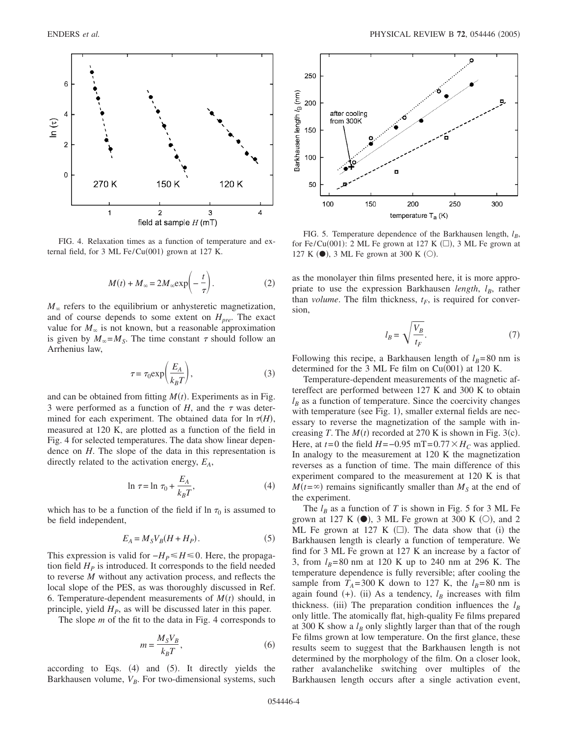FIG. 4. Relaxation times as a function of temperature and external field, for 3 ML Fe/Cu(001) grown at 127 K.

$$M(t) + M_\infty = 2M_\infty \exp\left(-\frac{t}{\tau}\right). \tag{2}$$

$M_\infty$ refers to the equilibrium or anhysteretic magnetization, and of course depends to some extent on $H_{pre}$. The exact value for $M_\infty$ is not known, but a reasonable approximation is given by $M_\infty = M_S$. The time constant $\tau$ should follow an Arrhenius law,

$$\tau = \tau_0 \exp\left(\frac{E_A}{k_B T}\right), \tag{3}$$

and can be obtained from fitting $M(t)$. Experiments as in Fig. 3 were performed as a function of $H$, and the $\tau$ was determined for each experiment. The obtained data for $\ln \tau(H)$, measured at 120 K, are plotted as a function of the field in Fig. 4 for selected temperatures. The data show linear dependence on $H$. The slope of the data in this representation is directly related to the activation energy, $E_A$,

$$\ln \tau = \ln \tau_0 + \frac{E_A}{k_B T}, \tag{4}$$

which has to be a function of the field if $\ln \tau_0$ is assumed to be field independent,

$$E_A = M_S V_B (H + H_P). \tag{5}$$

This expression is valid for $-H_P \leqslant H \leqslant 0$. Here, the propagation field $H_P$ is introduced. It corresponds to the field needed to reverse $M$ without any activation process, and reflects the local slope of the PES, as was thoroughly discussed in Ref. 6. Temperature-dependent measurements of $M(t)$ should, in principle, yield $H_P$, as will be discussed later in this paper.

The slope $m$ of the fit to the data in Fig. 4 corresponds to

$$m = \frac{M_S V_B}{k_B T}, \tag{6}$$

according to Eqs. (4) and (5). It directly yields the Barkhausen volume, $V_B$. For two-dimensional systems, such as the monolayer thin films presented here, it is more appropriate to use the expression Barkhausen *length*, $l_B$, rather than *volume*. The film thickness, $t_F$, is required for conversion,

$$l_B = \sqrt{\frac{V_B}{t_F}}. \tag{7}$$

Following this recipe, a Barkhausen length of $l_B = 80$ nm is determined for the 3 ML Fe film on Cu(001) at 120 K.

Temperature-dependent measurements of the magnetic aftereffect are performed between 127 K and 300 K to obtain $l_B$ as a function of temperature. Since the coercivity changes with temperature (see Fig. 1), smaller external fields are necessary to reverse the magnetization of the sample with increasing $T$. The $M(t)$ recorded at 270 K is shown in Fig. 3(c). Here, at $t=0$ the field $H = -0.95$ mT$= 0.77 \times H_C$ was applied. In analogy to the measurement at 120 K the magnetization reverses as a function of time. The main difference of this experiment compared to the measurement at 120 K is that $M(t=\infty)$ remains significantly smaller than $M_S$ at the end of the experiment.

FIG. 5. Temperature dependence of the Barkhausen length, $l_B$, for Fe/Cu(001): 2 ML Fe grown at 127 K (□), 3 ML Fe grown at 127 K (●), 3 ML Fe grown at 300 K (○).

The $l_B$ as a function of $T$ is shown in Fig. 5 for 3 ML Fe grown at 127 K (●), 3 ML Fe grown at 300 K (○), and 2 ML Fe grown at 127 K (□). The data show that (i) the Barkhausen length is clearly a function of temperature. We find for 3 ML Fe grown at 127 K an increase by a factor of 3, from $l_B = 80$ nm at 120 K up to 240 nm at 296 K. The temperature dependence is fully reversible; after cooling the sample from $T_A = 300$ K down to 127 K, the $l_B = 80$ nm is again found (+). (ii) As a tendency, $l_B$ increases with film thickness. (iii) The preparation condition influences the $l_B$ only little. The atomically flat, high-quality Fe films prepared at 300 K show a $l_B$ only slightly larger than that of the rough Fe films grown at low temperature. On the first glance, these results seem to suggest that the Barkhausen length is not determined by the morphology of the film. On a closer look, rather avalanchelike switching over multiples of the Barkhausen length occurs after a single activation event,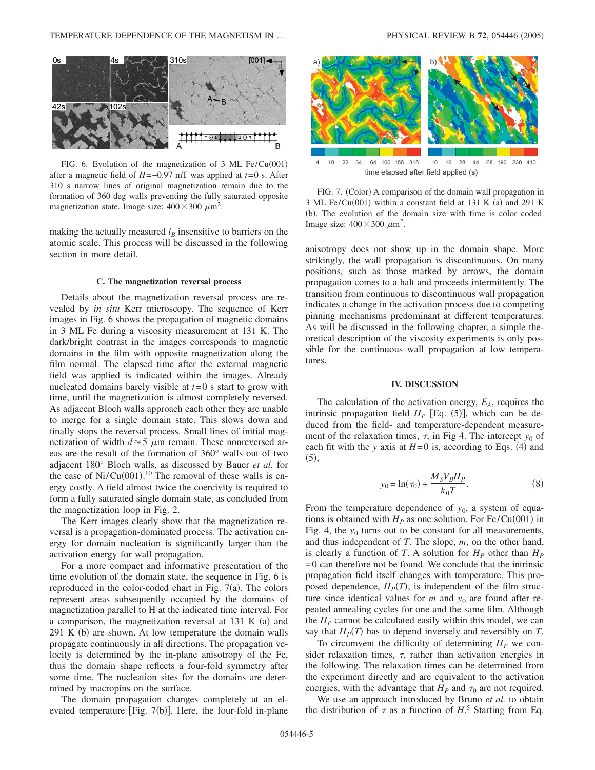FIG. 6. Evolution of the magnetization of 3 ML Fe/Cu(001) after a magnetic field of $H=-0.97$ mT was applied at $t=0$ s. After 310 s narrow lines of original magnetization remain due to the formation of 360 deg walls preventing the fully saturated opposite magnetization state. Image size: $400\times300\ \mu\text{m}^2$.

making the actually measured $l_B$ insensitive to barriers on the atomic scale. This process will be discussed in the following section in more detail.

### C. The magnetization reversal process

Details about the magnetization reversal process are revealed by *in situ* Kerr microscopy. The sequence of Kerr images in Fig. 6 shows the propagation of magnetic domains in 3 ML Fe during a viscosity measurement at 131 K. The dark/bright contrast in the images corresponds to magnetic domains in the film with opposite magnetization along the film normal. The elapsed time after the external magnetic field was applied is indicated within the images. Already nucleated domains barely visible at $t=0$ s start to grow with time, until the magnetization is almost completely reversed. As adjacent Bloch walls approach each other they are unable to merge for a single domain state. This slows down and finally stops the reversal process. Small lines of initial magnetization of width $d\approx5\ \mu$m remain. These nonreversed areas are the result of the formation of 360° walls out of two adjacent 180° Bloch walls, as discussed by Bauer *et al.* for the case of Ni/Cu(001).[10] The removal of these walls is energy costly. A field almost twice the coercivity is required to form a fully saturated single domain state, as concluded from the magnetization loop in Fig. 2.

The Kerr images clearly show that the magnetization reversal is a propagation-dominated process. The activation energy for domain nucleation is significantly larger than the activation energy for wall propagation.

For a more compact and informative presentation of the time evolution of the domain state, the sequence in Fig. 6 is reproduced in the color-coded chart in Fig. 7(a). The colors represent areas subsequently occupied by the domains of magnetization parallel to H at the indicated time interval. For a comparison, the magnetization reversal at 131 K (a) and 291 K (b) are shown. At low temperature the domain walls propagate continuously in all directions. The propagation velocity is determined by the in-plane anisotropy of the Fe, thus the domain shape reflects a four-fold symmetry after some time. The nucleation sites for the domains are determined by macropins on the surface.

The domain propagation changes completely at an elevated temperature [Fig. 7(b)]. Here, the four-fold in-plane anisotropy does not show up in the domain shape. More strikingly, the wall propagation is discontinuous. On many positions, such as those marked by arrows, the domain propagation comes to a halt and proceeds intermittently. The transition from continuous to discontinuous wall propagation indicates a change in the activation process due to competing pinning mechanisms predominant at different temperatures. As will be discussed in the following chapter, a simple theoretical description of the viscosity experiments is only possible for the continuous wall propagation at low temperatures.

FIG. 7. (Color) A comparison of the domain wall propagation in 3 ML Fe/Cu(001) within a constant field at 131 K (a) and 291 K (b). The evolution of the domain size with time is color coded. Image size: $400\times300\ \mu\text{m}^2$.

## IV. DISCUSSION

The calculation of the activation energy, $E_A$, requires the intrinsic propagation field $H_P$ [Eq. (5)], which can be deduced from the field- and temperature-dependent measurement of the relaxation times, $\tau$, in Fig 4. The intercept $y_0$ of each fit with the $y$ axis at $H=0$ is, according to Eqs. (4) and (5),

$$y_0=\ln(\tau_0)+\frac{M_S V_B H_P}{k_B T}. \tag{8}$$

From the temperature dependence of $y_0$, a system of equations is obtained with $H_P$ as one solution. For Fe/Cu(001) in Fig. 4, the $y_0$ turns out to be constant for all measurements, and thus independent of $T$. The slope, $m$, on the other hand, is clearly a function of $T$. A solution for $H_P$ other than $H_P=0$ can therefore not be found. We conclude that the intrinsic propagation field itself changes with temperature. This proposed dependence, $H_P(T)$, is independent of the film structure since identical values for $m$ and $y_0$ are found after repeated annealing cycles for one and the same film. Although the $H_P$ cannot be calculated easily within this model, we can say that $H_P(T)$ has to depend inversely and reversibly on $T$.

To circumvent the difficulty of determining $H_P$ we consider relaxation times, $\tau$, rather than activation energies in the following. The relaxation times can be determined from the experiment directly and are equivalent to the activation energies, with the advantage that $H_P$ and $\tau_0$ are not required.

We use an approach introduced by Bruno *et al.* to obtain the distribution of $\tau$ as a function of $H$.[5] Starting from Eq.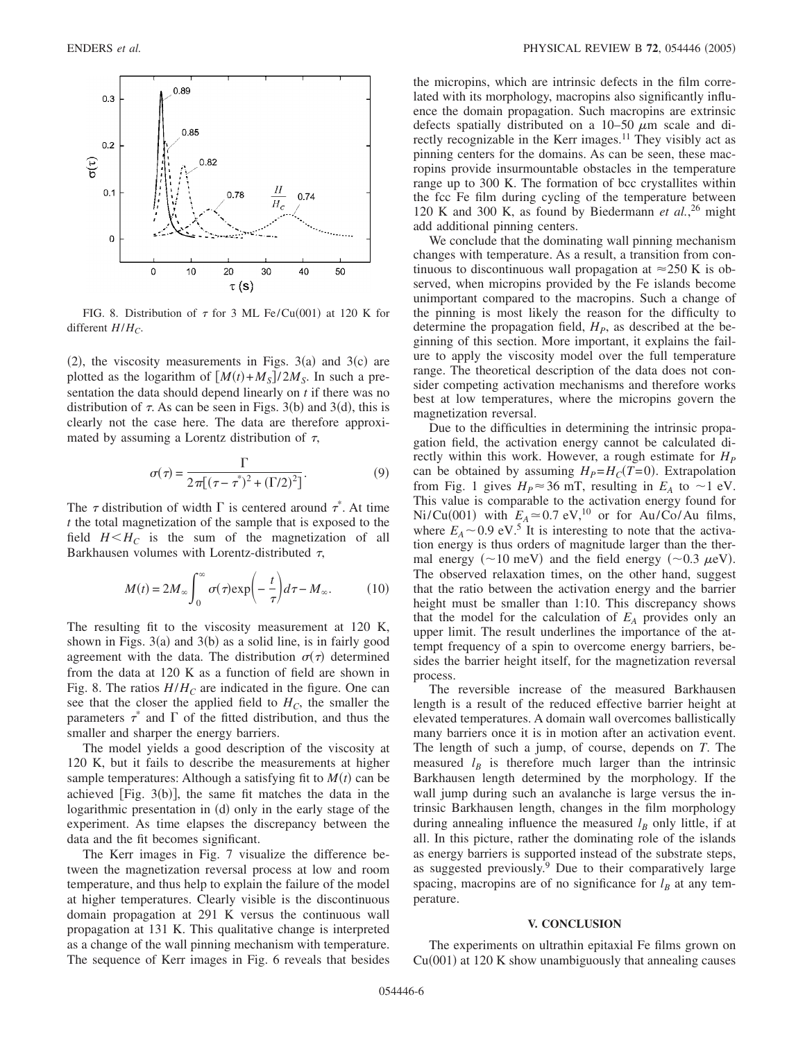FIG. 8. Distribution of $\tau$ for 3 ML Fe/Cu(001) at 120 K for different $H/H_C$.

(2), the viscosity measurements in Figs. 3(a) and 3(c) are plotted as the logarithm of $[M(t)+M_S]/2M_S$. In such a presentation the data should depend linearly on $t$ if there was no distribution of $\tau$. As can be seen in Figs. 3(b) and 3(d), this is clearly not the case here. The data are therefore approximated by assuming a Lorentz distribution of $\tau$,

$$\sigma(\tau) = \frac{\Gamma}{2\pi[(\tau-\tau^*)^2 + (\Gamma/2)^2]}. \tag{9}$$

The $\tau$ distribution of width $\Gamma$ is centered around $\tau^*$. At time $t$ the total magnetization of the sample that is exposed to the field $H < H_C$ is the sum of the magnetization of all Barkhausen volumes with Lorentz-distributed $\tau$,

$$M(t) = 2M_\infty \int_0^\infty \sigma(\tau)\exp\left(-\frac{t}{\tau}\right)d\tau - M_\infty. \tag{10}$$

The resulting fit to the viscosity measurement at 120 K, shown in Figs. 3(a) and 3(b) as a solid line, is in fairly good agreement with the data. The distribution $\sigma(\tau)$ determined from the data at 120 K as a function of field are shown in Fig. 8. The ratios $H/H_C$ are indicated in the figure. One can see that the closer the applied field to $H_C$, the smaller the parameters $\tau^*$ and $\Gamma$ of the fitted distribution, and thus the smaller and sharper the energy barriers.

The model yields a good description of the viscosity at 120 K, but it fails to describe the measurements at higher sample temperatures: Although a satisfying fit to $M(t)$ can be achieved [Fig. 3(b)], the same fit matches the data in the logarithmic presentation in (d) only in the early stage of the experiment. As time elapses the discrepancy between the data and the fit becomes significant.

The Kerr images in Fig. 7 visualize the difference between the magnetization reversal process at low and room temperature, and thus help to explain the failure of the model at higher temperatures. Clearly visible is the discontinuous domain propagation at 291 K versus the continuous wall propagation at 131 K. This qualitative change is interpreted as a change of the wall pinning mechanism with temperature. The sequence of Kerr images in Fig. 6 reveals that besides the micropins, which are intrinsic defects in the film correlated with its morphology, macropins also significantly influence the domain propagation. Such macropins are extrinsic defects spatially distributed on a 10–50 $\mu$m scale and directly recognizable in the Kerr images.[11] They visibly act as pinning centers for the domains. As can be seen, these macropins provide insurmountable obstacles in the temperature range up to 300 K. The formation of bcc crystallites within the fcc Fe film during cycling of the temperature between 120 K and 300 K, as found by Biedermann *et al.*,[26] might add additional pinning centers.

We conclude that the dominating wall pinning mechanism changes with temperature. As a result, a transition from continuous to discontinuous wall propagation at $\approx$250 K is observed, when micropins provided by the Fe islands become unimportant compared to the macropins. Such a change of the pinning is most likely the reason for the difficulty to determine the propagation field, $H_P$, as described at the beginning of this section. More important, it explains the failure to apply the viscosity model over the full temperature range. The theoretical description of the data does not consider competing activation mechanisms and therefore works best at low temperatures, where the micropins govern the magnetization reversal.

Due to the difficulties in determining the intrinsic propagation field, the activation energy cannot be calculated directly within this work. However, a rough estimate for $H_P$ can be obtained by assuming $H_P = H_C(T=0)$. Extrapolation from Fig. 1 gives $H_P \approx 36$ mT, resulting in $E_A$ to $\sim$1 eV. This value is comparable to the activation energy found for Ni/Cu(001) with $E_A \approx 0.7$ eV,[10] or for Au/Co/Au films, where $E_A \sim 0.9$ eV.[5] It is interesting to note that the activation energy is thus orders of magnitude larger than the thermal energy ($\sim$10 meV) and the field energy ($\sim$0.3 $\mu$eV). The observed relaxation times, on the other hand, suggest that the ratio between the activation energy and the barrier height must be smaller than 1:10. This discrepancy shows that the model for the calculation of $E_A$ provides only an upper limit. The result underlines the importance of the attempt frequency of a spin to overcome energy barriers, besides the barrier height itself, for the magnetization reversal process.

The reversible increase of the measured Barkhausen length is a result of the reduced effective barrier height at elevated temperatures. A domain wall overcomes ballistically many barriers once it is in motion after an activation event. The length of such a jump, of course, depends on $T$. The measured $l_B$ is therefore much larger than the intrinsic Barkhausen length determined by the morphology. If the wall jump during such an avalanche is large versus the intrinsic Barkhausen length, changes in the film morphology during annealing influence the measured $l_B$ only little, if at all. In this picture, rather the dominating role of the islands as energy barriers is supported instead of the substrate steps, as suggested previously.[9] Due to their comparatively large spacing, macropins are of no significance for $l_B$ at any temperature.

## V. CONCLUSION

The experiments on ultrathin epitaxial Fe films grown on Cu(001) at 120 K show unambiguously that annealing causes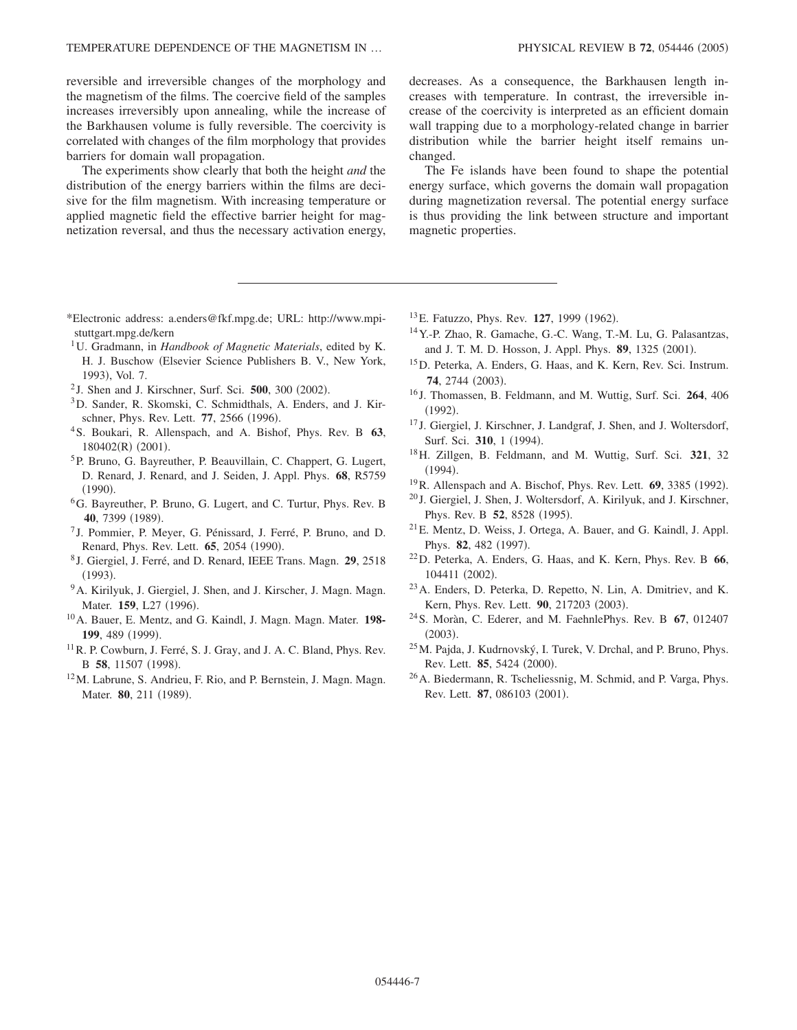reversible and irreversible changes of the morphology and the magnetism of the films. The coercive field of the samples increases irreversibly upon annealing, while the increase of the Barkhausen volume is fully reversible. The coercivity is correlated with changes of the film morphology that provides barriers for domain wall propagation.

The experiments show clearly that both the height *and* the distribution of the energy barriers within the films are decisive for the film magnetism. With increasing temperature or applied magnetic field the effective barrier height for magnetization reversal, and thus the necessary activation energy, decreases. As a consequence, the Barkhausen length increases with temperature. In contrast, the irreversible increase of the coercivity is interpreted as an efficient domain wall trapping due to a morphology-related change in barrier distribution while the barrier height itself remains unchanged.

The Fe islands have been found to shape the potential energy surface, which governs the domain wall propagation during magnetization reversal. The potential energy surface is thus providing the link between structure and important magnetic properties.

---

*Electronic address: a.enders@fkf.mpg.de; URL: http://www.mpi-stuttgart.mpg.de/kern

[1] U. Gradmann, in *Handbook of Magnetic Materials*, edited by K. H. J. Buschow (Elsevier Science Publishers B. V., New York, 1993), Vol. 7.

[2] J. Shen and J. Kirschner, Surf. Sci. **500**, 300 (2002).

[3] D. Sander, R. Skomski, C. Schmidthals, A. Enders, and J. Kirschner, Phys. Rev. Lett. **77**, 2566 (1996).

[4] S. Boukari, R. Allenspach, and A. Bishof, Phys. Rev. B **63**, 180402(R) (2001).

[5] P. Bruno, G. Bayreuther, P. Beauvillain, C. Chappert, G. Lugert, D. Renard, J. Renard, and J. Seiden, J. Appl. Phys. **68**, R5759 (1990).

[6] G. Bayreuther, P. Bruno, G. Lugert, and C. Turtur, Phys. Rev. B **40**, 7399 (1989).

[7] J. Pommier, P. Meyer, G. Pénissard, J. Ferré, P. Bruno, and D. Renard, Phys. Rev. Lett. **65**, 2054 (1990).

[8] J. Giergiel, J. Ferré, and D. Renard, IEEE Trans. Magn. **29**, 2518 (1993).

[9] A. Kirilyuk, J. Giergiel, J. Shen, and J. Kirscher, J. Magn. Magn. Mater. **159**, L27 (1996).

[10] A. Bauer, E. Mentz, and G. Kaindl, J. Magn. Magn. Mater. **198-199**, 489 (1999).

[11] R. P. Cowburn, J. Ferré, S. J. Gray, and J. A. C. Bland, Phys. Rev. B **58**, 11507 (1998).

[12] M. Labrune, S. Andrieu, F. Rio, and P. Bernstein, J. Magn. Magn. Mater. **80**, 211 (1989).

[13] E. Fatuzzo, Phys. Rev. **127**, 1999 (1962).

[14] Y.-P. Zhao, R. Gamache, G.-C. Wang, T.-M. Lu, G. Palasantzas, and J. T. M. D. Hosson, J. Appl. Phys. **89**, 1325 (2001).

[15] D. Peterka, A. Enders, G. Haas, and K. Kern, Rev. Sci. Instrum. **74**, 2744 (2003).

[16] J. Thomassen, B. Feldmann, and M. Wuttig, Surf. Sci. **264**, 406 (1992).

[17] J. Giergiel, J. Kirschner, J. Landgraf, J. Shen, and J. Woltersdorf, Surf. Sci. **310**, 1 (1994).

[18] H. Zillgen, B. Feldmann, and M. Wuttig, Surf. Sci. **321**, 32 (1994).

[19] R. Allenspach and A. Bischof, Phys. Rev. Lett. **69**, 3385 (1992).

[20] J. Giergiel, J. Shen, J. Woltersdorf, A. Kirilyuk, and J. Kirschner, Phys. Rev. B **52**, 8528 (1995).

[21] E. Mentz, D. Weiss, J. Ortega, A. Bauer, and G. Kaindl, J. Appl. Phys. **82**, 482 (1997).

[22] D. Peterka, A. Enders, G. Haas, and K. Kern, Phys. Rev. B **66**, 104411 (2002).

[23] A. Enders, D. Peterka, D. Repetto, N. Lin, A. Dmitriev, and K. Kern, Phys. Rev. Lett. **90**, 217203 (2003).

[24] S. Moràn, C. Ederer, and M. FaehnlePhys. Rev. B **67**, 012407 (2003).

[25] M. Pajda, J. Kudrnovský, I. Turek, V. Drchal, and P. Bruno, Phys. Rev. Lett. **85**, 5424 (2000).

[26] A. Biedermann, R. Tscheliessnig, M. Schmid, and P. Varga, Phys. Rev. Lett. **87**, 086103 (2001).